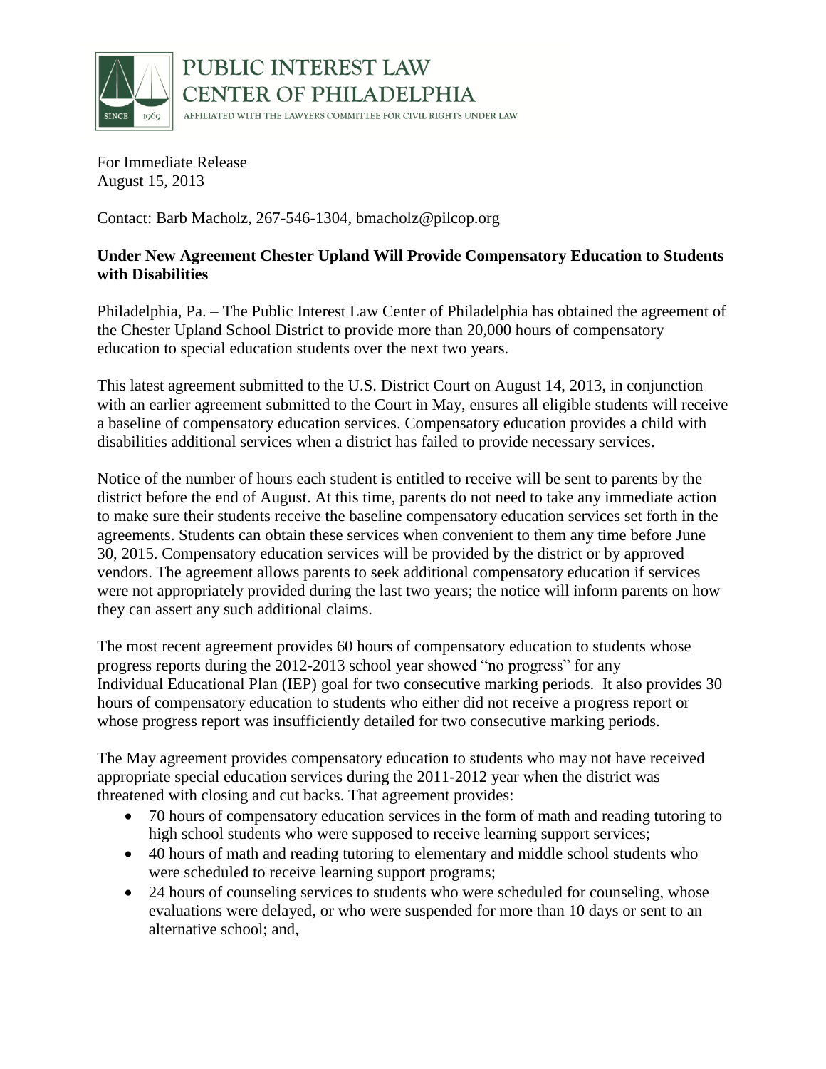PUBLIC INTEREST LAW CENTER OF PHILADELPHIA

AFFILIATED WITH THE LAWYERS COMMITTEE FOR CIVIL RIGHTS UNDER LAW

For Immediate Release
August 15, 2013

Contact: Barb Macholz, 267-546-1304, bmacholz@pilcop.org

**Under New Agreement Chester Upland Will Provide Compensatory Education to Students with Disabilities**

Philadelphia, Pa. – The Public Interest Law Center of Philadelphia has obtained the agreement of the Chester Upland School District to provide more than 20,000 hours of compensatory education to special education students over the next two years.

This latest agreement submitted to the U.S. District Court on August 14, 2013, in conjunction with an earlier agreement submitted to the Court in May, ensures all eligible students will receive a baseline of compensatory education services. Compensatory education provides a child with disabilities additional services when a district has failed to provide necessary services.

Notice of the number of hours each student is entitled to receive will be sent to parents by the district before the end of August. At this time, parents do not need to take any immediate action to make sure their students receive the baseline compensatory education services set forth in the agreements. Students can obtain these services when convenient to them any time before June 30, 2015. Compensatory education services will be provided by the district or by approved vendors. The agreement allows parents to seek additional compensatory education if services were not appropriately provided during the last two years; the notice will inform parents on how they can assert any such additional claims.

The most recent agreement provides 60 hours of compensatory education to students whose progress reports during the 2012-2013 school year showed "no progress" for any Individual Educational Plan (IEP) goal for two consecutive marking periods. It also provides 30 hours of compensatory education to students who either did not receive a progress report or whose progress report was insufficiently detailed for two consecutive marking periods.

The May agreement provides compensatory education to students who may not have received appropriate special education services during the 2011-2012 year when the district was threatened with closing and cut backs. That agreement provides:

- 70 hours of compensatory education services in the form of math and reading tutoring to high school students who were supposed to receive learning support services;
- 40 hours of math and reading tutoring to elementary and middle school students who were scheduled to receive learning support programs;
- 24 hours of counseling services to students who were scheduled for counseling, whose evaluations were delayed, or who were suspended for more than 10 days or sent to an alternative school; and,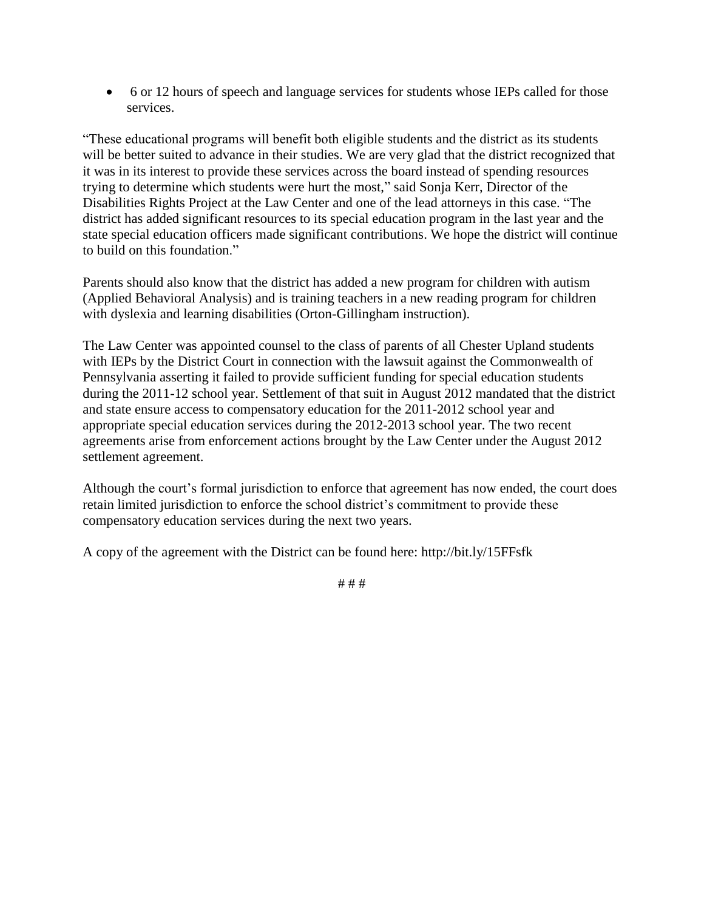- 6 or 12 hours of speech and language services for students whose IEPs called for those services.

"These educational programs will benefit both eligible students and the district as its students will be better suited to advance in their studies. We are very glad that the district recognized that it was in its interest to provide these services across the board instead of spending resources trying to determine which students were hurt the most," said Sonja Kerr, Director of the Disabilities Rights Project at the Law Center and one of the lead attorneys in this case. "The district has added significant resources to its special education program in the last year and the state special education officers made significant contributions. We hope the district will continue to build on this foundation."

Parents should also know that the district has added a new program for children with autism (Applied Behavioral Analysis) and is training teachers in a new reading program for children with dyslexia and learning disabilities (Orton-Gillingham instruction).

The Law Center was appointed counsel to the class of parents of all Chester Upland students with IEPs by the District Court in connection with the lawsuit against the Commonwealth of Pennsylvania asserting it failed to provide sufficient funding for special education students during the 2011-12 school year. Settlement of that suit in August 2012 mandated that the district and state ensure access to compensatory education for the 2011-2012 school year and appropriate special education services during the 2012-2013 school year. The two recent agreements arise from enforcement actions brought by the Law Center under the August 2012 settlement agreement.

Although the court's formal jurisdiction to enforce that agreement has now ended, the court does retain limited jurisdiction to enforce the school district's commitment to provide these compensatory education services during the next two years.

A copy of the agreement with the District can be found here: http://bit.ly/15FFsfk

# # #